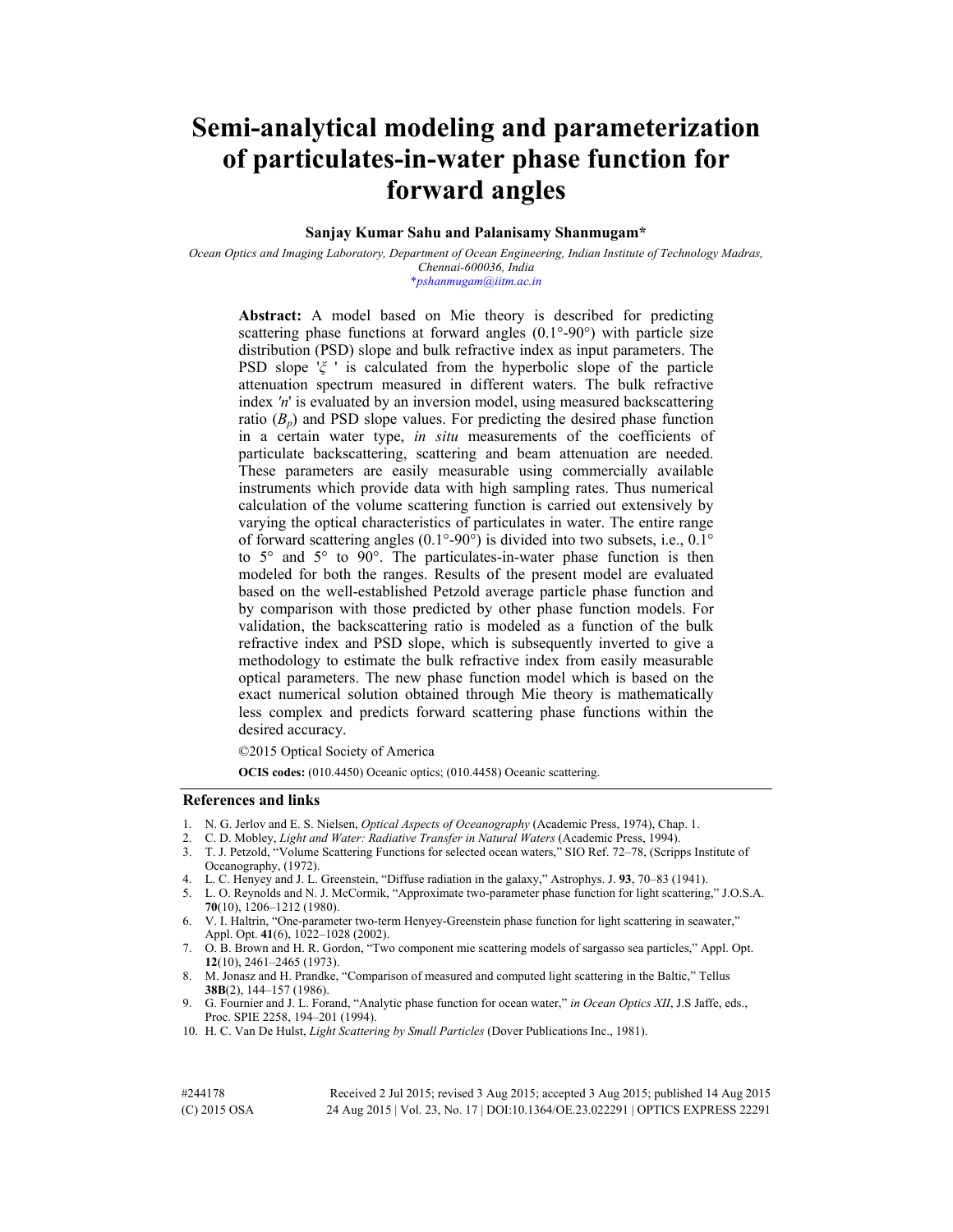# Semi-analytical modeling and parameterization of particulates-in-water phase function for forward angles

**Sanjay Kumar Sahu and Palanisamy Shanmugam***

*Ocean Optics and Imaging Laboratory, Department of Ocean Engineering, Indian Institute of Technology Madras, Chennai-600036, India*
*pshanmugam@iitm.ac.in

**Abstract:** A model based on Mie theory is described for predicting scattering phase functions at forward angles (0.1°-90°) with particle size distribution (PSD) slope and bulk refractive index as input parameters. The PSD slope '$\xi$ ' is calculated from the hyperbolic slope of the particle attenuation spectrum measured in different waters. The bulk refractive index '*n*' is evaluated by an inversion model, using measured backscattering ratio ($B_p$) and PSD slope values. For predicting the desired phase function in a certain water type, *in situ* measurements of the coefficients of particulate backscattering, scattering and beam attenuation are needed. These parameters are easily measurable using commercially available instruments which provide data with high sampling rates. Thus numerical calculation of the volume scattering function is carried out extensively by varying the optical characteristics of particulates in water. The entire range of forward scattering angles (0.1°-90°) is divided into two subsets, i.e., 0.1° to 5° and 5° to 90°. The particulates-in-water phase function is then modeled for both the ranges. Results of the present model are evaluated based on the well-established Petzold average particle phase function and by comparison with those predicted by other phase function models. For validation, the backscattering ratio is modeled as a function of the bulk refractive index and PSD slope, which is subsequently inverted to give a methodology to estimate the bulk refractive index from easily measurable optical parameters. The new phase function model which is based on the exact numerical solution obtained through Mie theory is mathematically less complex and predicts forward scattering phase functions within the desired accuracy.

©2015 Optical Society of America

**OCIS codes:** (010.4450) Oceanic optics; (010.4458) Oceanic scattering.

## References and links

1. N. G. Jerlov and E. S. Nielsen, *Optical Aspects of Oceanography* (Academic Press, 1974), Chap. 1.
2. C. D. Mobley, *Light and Water: Radiative Transfer in Natural Waters* (Academic Press, 1994).
3. T. J. Petzold, "Volume Scattering Functions for selected ocean waters," SIO Ref. 72–78, (Scripps Institute of Oceanography, (1972).
4. L. C. Henyey and J. L. Greenstein, "Diffuse radiation in the galaxy," Astrophys. J. **93**, 70–83 (1941).
5. L. O. Reynolds and N. J. McCormik, "Approximate two-parameter phase function for light scattering," J.O.S.A. **70**(10), 1206–1212 (1980).
6. V. I. Haltrin, "One-parameter two-term Henyey-Greenstein phase function for light scattering in seawater," Appl. Opt. **41**(6), 1022–1028 (2002).
7. O. B. Brown and H. R. Gordon, "Two component mie scattering models of sargasso sea particles," Appl. Opt. **12**(10), 2461–2465 (1973).
8. M. Jonasz and H. Prandke, "Comparison of measured and computed light scattering in the Baltic," Tellus **38B**(2), 144–157 (1986).
9. G. Fournier and J. L. Forand, "Analytic phase function for ocean water," *in Ocean Optics XII*, J.S Jaffe, eds., Proc. SPIE 2258, 194–201 (1994).
10. H. C. Van De Hulst, *Light Scattering by Small Particles* (Dover Publications Inc., 1981).

#244178 Received 2 Jul 2015; revised 3 Aug 2015; accepted 3 Aug 2015; published 14 Aug 2015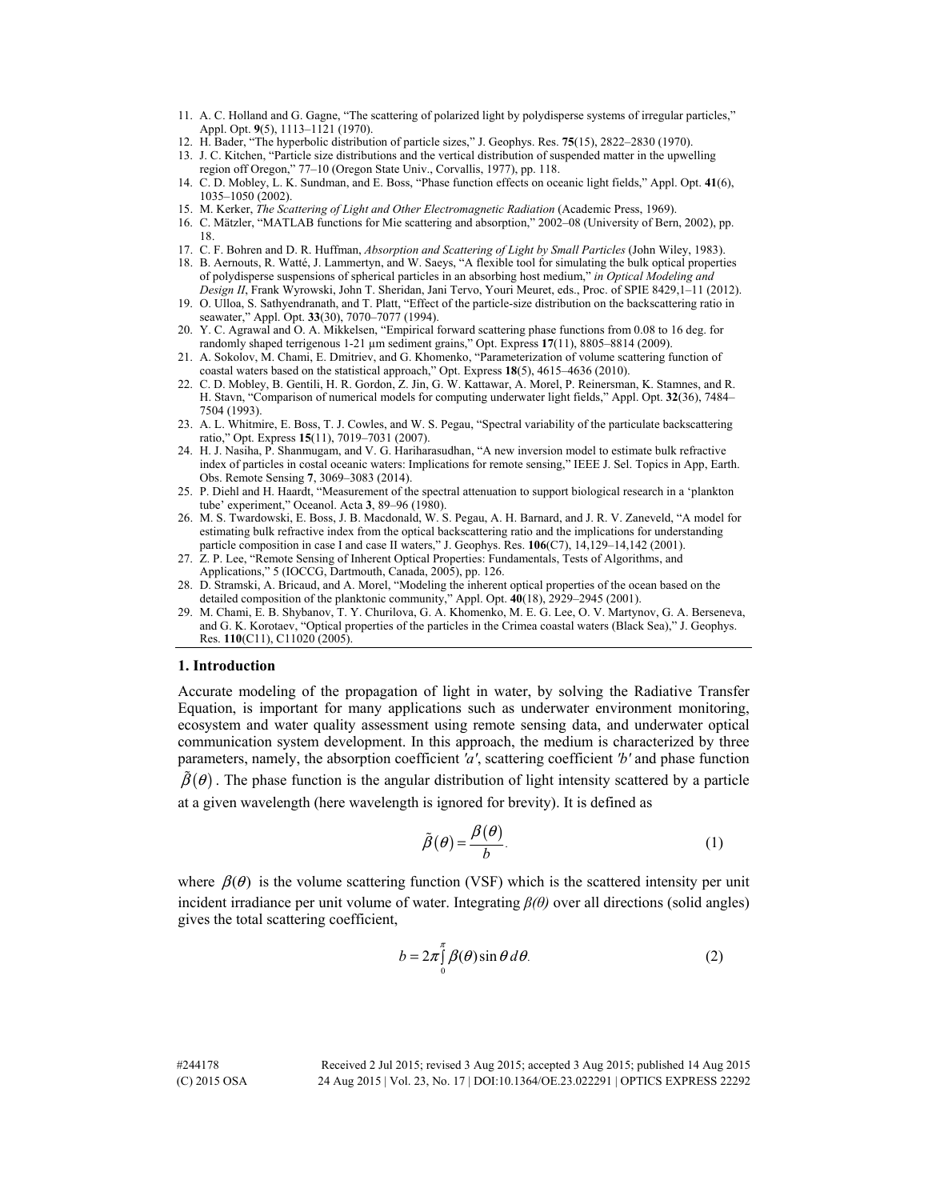11. A. C. Holland and G. Gagne, "The scattering of polarized light by polydisperse systems of irregular particles," Appl. Opt. **9**(5), 1113–1121 (1970).
12. H. Bader, "The hyperbolic distribution of particle sizes," J. Geophys. Res. **75**(15), 2822–2830 (1970).
13. J. C. Kitchen, "Particle size distributions and the vertical distribution of suspended matter in the upwelling region off Oregon," 77–10 (Oregon State Univ., Corvallis, 1977), pp. 118.
14. C. D. Mobley, L. K. Sundman, and E. Boss, "Phase function effects on oceanic light fields," Appl. Opt. **41**(6), 1035–1050 (2002).
15. M. Kerker, *The Scattering of Light and Other Electromagnetic Radiation* (Academic Press, 1969).
16. C. Mätzler, "MATLAB functions for Mie scattering and absorption," 2002–08 (University of Bern, 2002), pp. 18.
17. C. F. Bohren and D. R. Huffman, *Absorption and Scattering of Light by Small Particles* (John Wiley, 1983).
18. B. Aernouts, R. Watté, J. Lammertyn, and W. Saeys, "A flexible tool for simulating the bulk optical properties of polydisperse suspensions of spherical particles in an absorbing host medium," *in Optical Modeling and Design II*, Frank Wyrowski, John T. Sheridan, Jani Tervo, Youri Meuret, eds., Proc. of SPIE 8429,1–11 (2012).
19. O. Ulloa, S. Sathyendranath, and T. Platt, "Effect of the particle-size distribution on the backscattering ratio in seawater," Appl. Opt. **33**(30), 7070–7077 (1994).
20. Y. C. Agrawal and O. A. Mikkelsen, "Empirical forward scattering phase functions from 0.08 to 16 deg. for randomly shaped terrigenous 1-21 µm sediment grains," Opt. Express **17**(11), 8805–8814 (2009).
21. A. Sokolov, M. Chami, E. Dmitriev, and G. Khomenko, "Parameterization of volume scattering function of coastal waters based on the statistical approach," Opt. Express **18**(5), 4615–4636 (2010).
22. C. D. Mobley, B. Gentili, H. R. Gordon, Z. Jin, G. W. Kattawar, A. Morel, P. Reinersman, K. Stamnes, and R. H. Stavn, "Comparison of numerical models for computing underwater light fields," Appl. Opt. **32**(36), 7484–7504 (1993).
23. A. L. Whitmire, E. Boss, T. J. Cowles, and W. S. Pegau, "Spectral variability of the particulate backscattering ratio," Opt. Express **15**(11), 7019–7031 (2007).
24. H. J. Nasiha, P. Shanmugam, and V. G. Hariharasudhan, "A new inversion model to estimate bulk refractive index of particles in costal oceanic waters: Implications for remote sensing," IEEE J. Sel. Topics in App, Earth. Obs. Remote Sensing **7**, 3069–3083 (2014).
25. P. Diehl and H. Haardt, "Measurement of the spectral attenuation to support biological research in a 'plankton tube' experiment," Oceanol. Acta **3**, 89–96 (1980).
26. M. S. Twardowski, E. Boss, J. B. Macdonald, W. S. Pegau, A. H. Barnard, and J. R. V. Zaneveld, "A model for estimating bulk refractive index from the optical backscattering ratio and the implications for understanding particle composition in case I and case II waters," J. Geophys. Res. **106**(C7), 14,129–14,142 (2001).
27. Z. P. Lee, "Remote Sensing of Inherent Optical Properties: Fundamentals, Tests of Algorithms, and Applications," 5 (IOCCG, Dartmouth, Canada, 2005), pp. 126.
28. D. Stramski, A. Bricaud, and A. Morel, "Modeling the inherent optical properties of the ocean based on the detailed composition of the planktonic community," Appl. Opt. **40**(18), 2929–2945 (2001).
29. M. Chami, E. B. Shybanov, T. Y. Churilova, G. A. Khomenko, M. E. G. Lee, O. V. Martynov, G. A. Berseneva, and G. K. Korotaev, "Optical properties of the particles in the Crimea coastal waters (Black Sea)," J. Geophys. Res. **110**(C11), C11020 (2005).

## 1. Introduction

Accurate modeling of the propagation of light in water, by solving the Radiative Transfer Equation, is important for many applications such as underwater environment monitoring, ecosystem and water quality assessment using remote sensing data, and underwater optical communication system development. In this approach, the medium is characterized by three parameters, namely, the absorption coefficient *'a'*, scattering coefficient *'b'* and phase function $\tilde{\beta}(\theta)$. The phase function is the angular distribution of light intensity scattered by a particle at a given wavelength (here wavelength is ignored for brevity). It is defined as

$$\tilde{\beta}(\theta) = \frac{\beta(\theta)}{b}. \tag{1}$$

where $\beta(\theta)$ is the volume scattering function (VSF) which is the scattered intensity per unit incident irradiance per unit volume of water. Integrating $\beta(\theta)$ over all directions (solid angles) gives the total scattering coefficient,

$$b = 2\pi \int_0^{\pi} \beta(\theta) \sin\theta \, d\theta. \tag{2}$$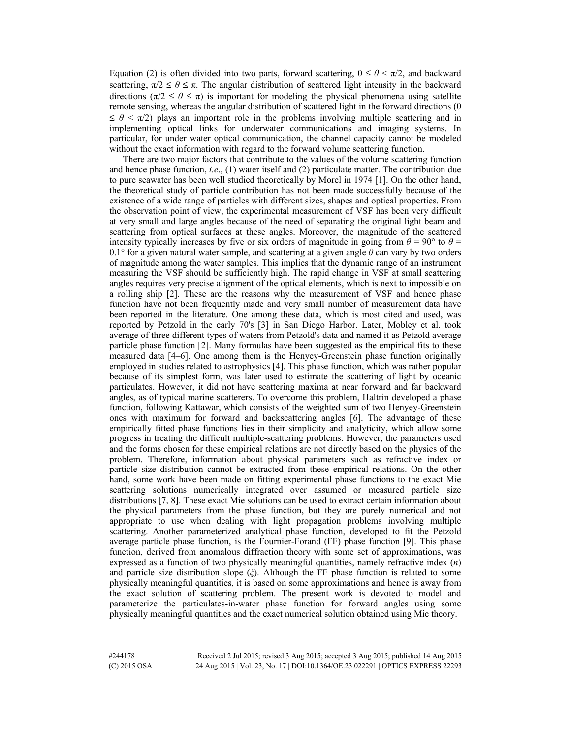Equation (2) is often divided into two parts, forward scattering, $0 \leq \theta < \pi/2$, and backward scattering, $\pi/2 \leq \theta \leq \pi$. The angular distribution of scattered light intensity in the backward directions ($\pi/2 \leq \theta \leq \pi$) is important for modeling the physical phenomena using satellite remote sensing, whereas the angular distribution of scattered light in the forward directions ($0 \leq \theta < \pi/2$) plays an important role in the problems involving multiple scattering and in implementing optical links for underwater communications and imaging systems. In particular, for under water optical communication, the channel capacity cannot be modeled without the exact information with regard to the forward volume scattering function.

There are two major factors that contribute to the values of the volume scattering function and hence phase function, *i.e*., (1) water itself and (2) particulate matter. The contribution due to pure seawater has been well studied theoretically by Morel in 1974 [1]. On the other hand, the theoretical study of particle contribution has not been made successfully because of the existence of a wide range of particles with different sizes, shapes and optical properties. From the observation point of view, the experimental measurement of VSF has been very difficult at very small and large angles because of the need of separating the original light beam and scattering from optical surfaces at these angles. Moreover, the magnitude of the scattered intensity typically increases by five or six orders of magnitude in going from $\theta = 90°$ to $\theta = 0.1°$ for a given natural water sample, and scattering at a given angle $\theta$ can vary by two orders of magnitude among the water samples. This implies that the dynamic range of an instrument measuring the VSF should be sufficiently high. The rapid change in VSF at small scattering angles requires very precise alignment of the optical elements, which is next to impossible on a rolling ship [2]. These are the reasons why the measurement of VSF and hence phase function have not been frequently made and very small number of measurement data have been reported in the literature. One among these data, which is most cited and used, was reported by Petzold in the early 70's [3] in San Diego Harbor. Later, Mobley et al. took average of three different types of waters from Petzold's data and named it as Petzold average particle phase function [2]. Many formulas have been suggested as the empirical fits to these measured data [4–6]. One among them is the Henyey-Greenstein phase function originally employed in studies related to astrophysics [4]. This phase function, which was rather popular because of its simplest form, was later used to estimate the scattering of light by oceanic particulates. However, it did not have scattering maxima at near forward and far backward angles, as of typical marine scatterers. To overcome this problem, Haltrin developed a phase function, following Kattawar, which consists of the weighted sum of two Henyey-Greenstein ones with maximum for forward and backscattering angles [6]. The advantage of these empirically fitted phase functions lies in their simplicity and analyticity, which allow some progress in treating the difficult multiple-scattering problems. However, the parameters used and the forms chosen for these empirical relations are not directly based on the physics of the problem. Therefore, information about physical parameters such as refractive index or particle size distribution cannot be extracted from these empirical relations. On the other hand, some work have been made on fitting experimental phase functions to the exact Mie scattering solutions numerically integrated over assumed or measured particle size distributions [7, 8]. These exact Mie solutions can be used to extract certain information about the physical parameters from the phase function, but they are purely numerical and not appropriate to use when dealing with light propagation problems involving multiple scattering. Another parameterized analytical phase function, developed to fit the Petzold average particle phase function, is the Fournier-Forand (FF) phase function [9]. This phase function, derived from anomalous diffraction theory with some set of approximations, was expressed as a function of two physically meaningful quantities, namely refractive index ($n$) and particle size distribution slope ($\xi$). Although the FF phase function is related to some physically meaningful quantities, it is based on some approximations and hence is away from the exact solution of scattering problem. The present work is devoted to model and parameterize the particulates-in-water phase function for forward angles using some physically meaningful quantities and the exact numerical solution obtained using Mie theory.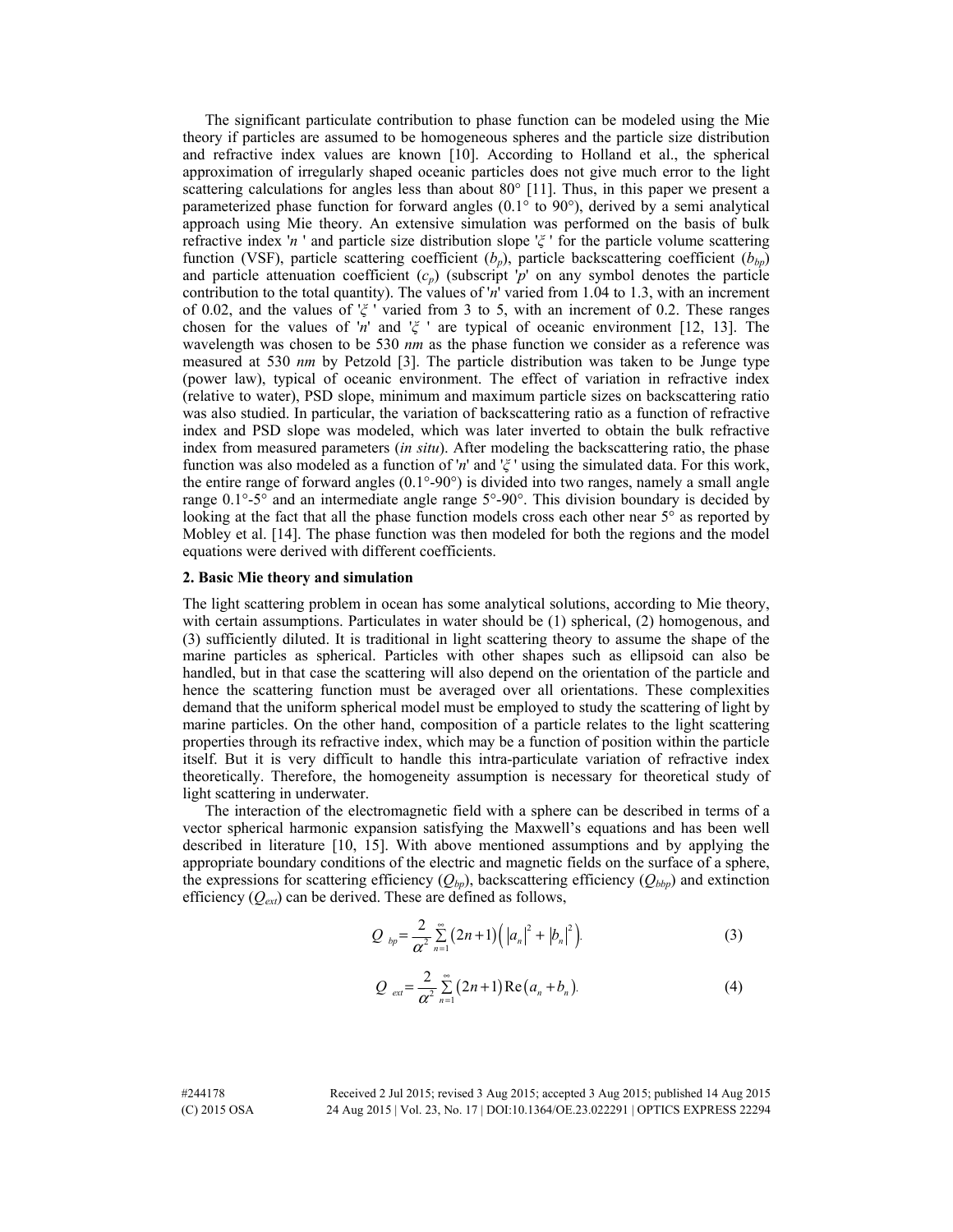The significant particulate contribution to phase function can be modeled using the Mie theory if particles are assumed to be homogeneous spheres and the particle size distribution and refractive index values are known [10]. According to Holland et al., the spherical approximation of irregularly shaped oceanic particles does not give much error to the light scattering calculations for angles less than about 80° [11]. Thus, in this paper we present a parameterized phase function for forward angles (0.1° to 90°), derived by a semi analytical approach using Mie theory. An extensive simulation was performed on the basis of bulk refractive index '$n$ ' and particle size distribution slope '$\xi$ ' for the particle volume scattering function (VSF), particle scattering coefficient ($b_p$), particle backscattering coefficient ($b_{bp}$) and particle attenuation coefficient ($c_p$) (subscript '$p$' on any symbol denotes the particle contribution to the total quantity). The values of '$n$' varied from 1.04 to 1.3, with an increment of 0.02, and the values of '$\xi$ ' varied from 3 to 5, with an increment of 0.2. These ranges chosen for the values of '$n$' and '$\xi$ ' are typical of oceanic environment [12, 13]. The wavelength was chosen to be 530 *nm* as the phase function we consider as a reference was measured at 530 *nm* by Petzold [3]. The particle distribution was taken to be Junge type (power law), typical of oceanic environment. The effect of variation in refractive index (relative to water), PSD slope, minimum and maximum particle sizes on backscattering ratio was also studied. In particular, the variation of backscattering ratio as a function of refractive index and PSD slope was modeled, which was later inverted to obtain the bulk refractive index from measured parameters (*in situ*). After modeling the backscattering ratio, the phase function was also modeled as a function of '$n$' and '$\xi$' using the simulated data. For this work, the entire range of forward angles (0.1°-90°) is divided into two ranges, namely a small angle range 0.1°-5° and an intermediate angle range 5°-90°. This division boundary is decided by looking at the fact that all the phase function models cross each other near 5° as reported by Mobley et al. [14]. The phase function was then modeled for both the regions and the model equations were derived with different coefficients.

## 2. Basic Mie theory and simulation

The light scattering problem in ocean has some analytical solutions, according to Mie theory, with certain assumptions. Particulates in water should be (1) spherical, (2) homogenous, and (3) sufficiently diluted. It is traditional in light scattering theory to assume the shape of the marine particles as spherical. Particles with other shapes such as ellipsoid can also be handled, but in that case the scattering will also depend on the orientation of the particle and hence the scattering function must be averaged over all orientations. These complexities demand that the uniform spherical model must be employed to study the scattering of light by marine particles. On the other hand, composition of a particle relates to the light scattering properties through its refractive index, which may be a function of position within the particle itself. But it is very difficult to handle this intra-particulate variation of refractive index theoretically. Therefore, the homogeneity assumption is necessary for theoretical study of light scattering in underwater.

The interaction of the electromagnetic field with a sphere can be described in terms of a vector spherical harmonic expansion satisfying the Maxwell's equations and has been well described in literature [10, 15]. With above mentioned assumptions and by applying the appropriate boundary conditions of the electric and magnetic fields on the surface of a sphere, the expressions for scattering efficiency ($Q_{bp}$), backscattering efficiency ($Q_{bbp}$) and extinction efficiency ($Q_{ext}$) can be derived. These are defined as follows,

$$Q_{bp} = \frac{2}{\alpha^2} \sum_{n=1}^{\infty} (2n+1)\left(|a_n|^2 + |b_n|^2\right). \tag{3}$$

$$Q_{ext} = \frac{2}{\alpha^2} \sum_{n=1}^{\infty} (2n+1)\,\mathrm{Re}\left(a_n + b_n\right). \tag{4}$$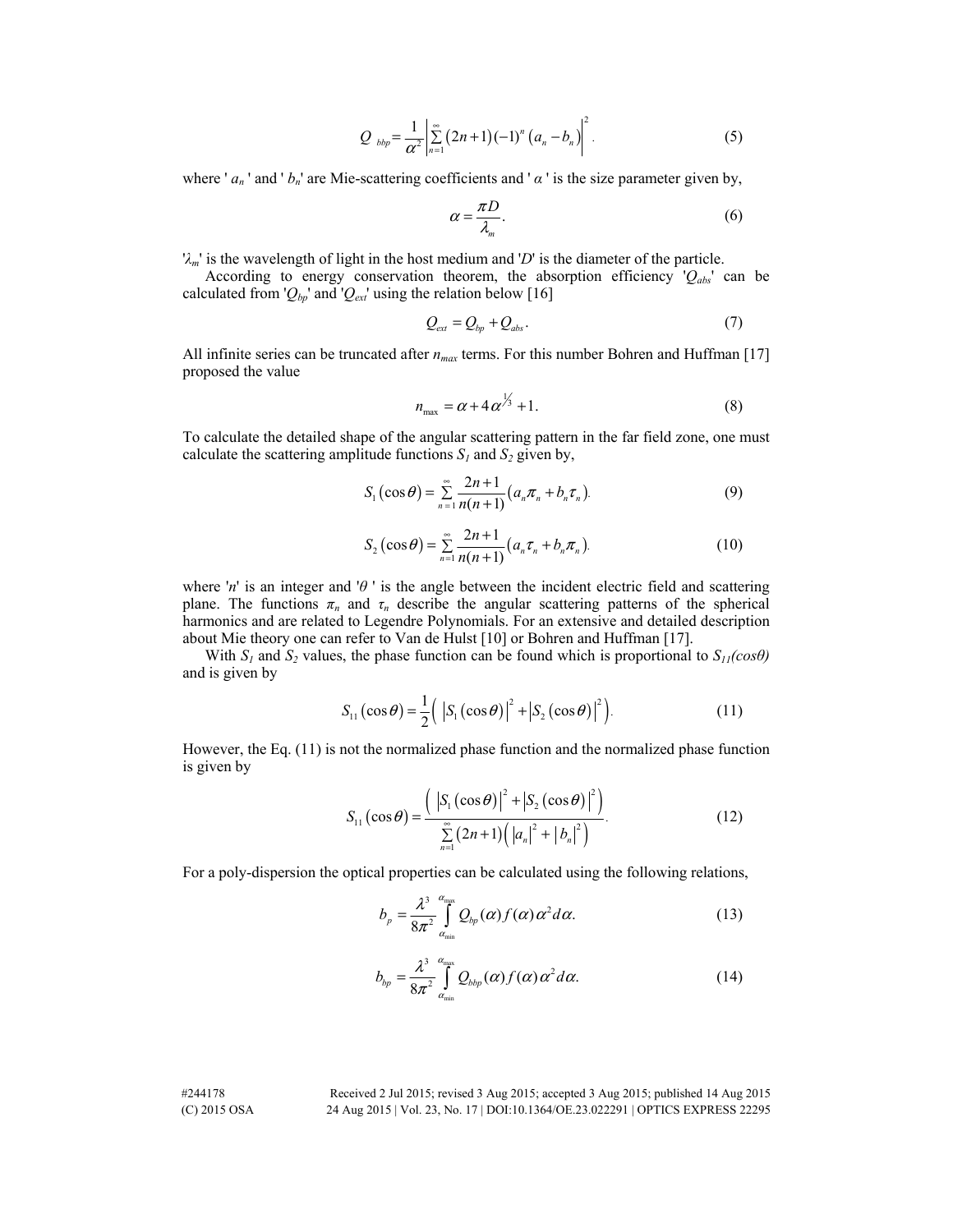$$Q_{bbp} = \frac{1}{\alpha^2} \left| \sum_{n=1}^{\infty} (2n+1)(-1)^n (a_n - b_n) \right|^2. \tag{5}$$

where '$a_n$' and '$b_n$' are Mie-scattering coefficients and '$\alpha$' is the size parameter given by,

$$\alpha = \frac{\pi D}{\lambda_m}. \tag{6}$$

'$\lambda_m$' is the wavelength of light in the host medium and '$D$' is the diameter of the particle.

According to energy conservation theorem, the absorption efficiency '$Q_{abs}$' can be calculated from '$Q_{bp}$' and '$Q_{ext}$' using the relation below [16]

$$Q_{ext} = Q_{bp} + Q_{abs}. \tag{7}$$

All infinite series can be truncated after $n_{max}$ terms. For this number Bohren and Huffman [17] proposed the value

$$n_{max} = \alpha + 4\alpha^{1/3} + 1. \tag{8}$$

To calculate the detailed shape of the angular scattering pattern in the far field zone, one must calculate the scattering amplitude functions $S_1$ and $S_2$ given by,

$$S_1(\cos\theta) = \sum_{n=1}^{\infty} \frac{2n+1}{n(n+1)} (a_n \pi_n + b_n \tau_n). \tag{9}$$

$$S_2(\cos\theta) = \sum_{n=1}^{\infty} \frac{2n+1}{n(n+1)} (a_n \tau_n + b_n \pi_n). \tag{10}$$

where '$n$' is an integer and '$\theta$' is the angle between the incident electric field and scattering plane. The functions $\pi_n$ and $\tau_n$ describe the angular scattering patterns of the spherical harmonics and are related to Legendre Polynomials. For an extensive and detailed description about Mie theory one can refer to Van de Hulst [10] or Bohren and Huffman [17].

With $S_1$ and $S_2$ values, the phase function can be found which is proportional to $S_{11}(\cos\theta)$ and is given by

$$S_{11}(\cos\theta) = \frac{1}{2}\left( \left|S_1(\cos\theta)\right|^2 + \left|S_2(\cos\theta)\right|^2 \right). \tag{11}$$

However, the Eq. (11) is not the normalized phase function and the normalized phase function is given by

$$S_{11}(\cos\theta) = \frac{\left( \left|S_1(\cos\theta)\right|^2 + \left|S_2(\cos\theta)\right|^2 \right)}{\sum_{n=1}^{\infty} (2n+1)\left( |a_n|^2 + |b_n|^2 \right)}. \tag{12}$$

For a poly-dispersion the optical properties can be calculated using the following relations,

$$b_p = \frac{\lambda^3}{8\pi^2} \int_{\alpha_{min}}^{\alpha_{max}} Q_{bp}(\alpha) f(\alpha) \alpha^2 d\alpha. \tag{13}$$

$$b_{bp} = \frac{\lambda^3}{8\pi^2} \int_{\alpha_{min}}^{\alpha_{max}} Q_{bbp}(\alpha) f(\alpha) \alpha^2 d\alpha. \tag{14}$$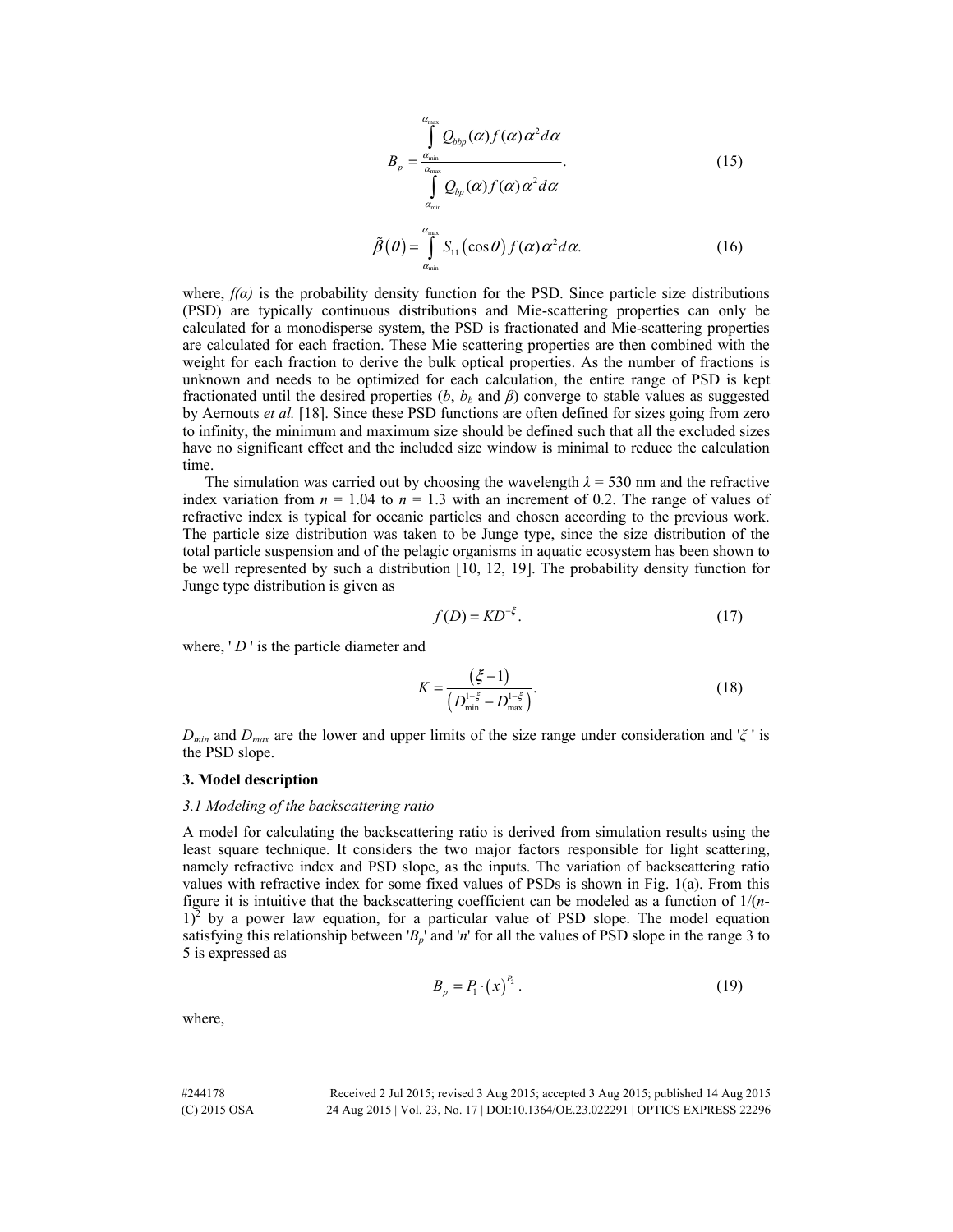$$B_p = \frac{\int_{\alpha_{\min}}^{\alpha_{\max}} Q_{bbp}(\alpha) f(\alpha) \alpha^2 d\alpha}{\int_{\alpha_{\min}}^{\alpha_{\max}} Q_{bp}(\alpha) f(\alpha) \alpha^2 d\alpha}. \tag{15}$$

$$\tilde{\beta}(\theta) = \int_{\alpha_{\min}}^{\alpha_{\max}} S_{11}(\cos\theta) f(\alpha) \alpha^2 d\alpha. \tag{16}$$

where, $f(\alpha)$ is the probability density function for the PSD. Since particle size distributions (PSD) are typically continuous distributions and Mie-scattering properties can only be calculated for a monodisperse system, the PSD is fractionated and Mie-scattering properties are calculated for each fraction. These Mie scattering properties are then combined with the weight for each fraction to derive the bulk optical properties. As the number of fractions is unknown and needs to be optimized for each calculation, the entire range of PSD is kept fractionated until the desired properties ($b$, $b_b$ and $\beta$) converge to stable values as suggested by Aernouts *et al.* [18]. Since these PSD functions are often defined for sizes going from zero to infinity, the minimum and maximum size should be defined such that all the excluded sizes have no significant effect and the included size window is minimal to reduce the calculation time.

The simulation was carried out by choosing the wavelength $\lambda = 530$ nm and the refractive index variation from $n = 1.04$ to $n = 1.3$ with an increment of 0.2. The range of values of refractive index is typical for oceanic particles and chosen according to the previous work. The particle size distribution was taken to be Junge type, since the size distribution of the total particle suspension and of the pelagic organisms in aquatic ecosystem has been shown to be well represented by such a distribution [10, 12, 19]. The probability density function for Junge type distribution is given as

$$f(D) = KD^{-\xi}. \tag{17}$$

where, '$D$' is the particle diameter and

$$K = \frac{(\xi - 1)}{\left(D_{\min}^{1-\xi} - D_{\max}^{1-\xi}\right)}. \tag{18}$$

$D_{min}$ and $D_{max}$ are the lower and upper limits of the size range under consideration and '$\xi$' is the PSD slope.

## 3. Model description

### *3.1 Modeling of the backscattering ratio*

A model for calculating the backscattering ratio is derived from simulation results using the least square technique. It considers the two major factors responsible for light scattering, namely refractive index and PSD slope, as the inputs. The variation of backscattering ratio values with refractive index for some fixed values of PSDs is shown in Fig. 1(a). From this figure it is intuitive that the backscattering coefficient can be modeled as a function of $1/(n-1)^2$ by a power law equation, for a particular value of PSD slope. The model equation satisfying this relationship between '$B_p$' and '$n$' for all the values of PSD slope in the range 3 to 5 is expressed as

$$B_p = P_1 \cdot (x)^{P_2}. \tag{19}$$

where,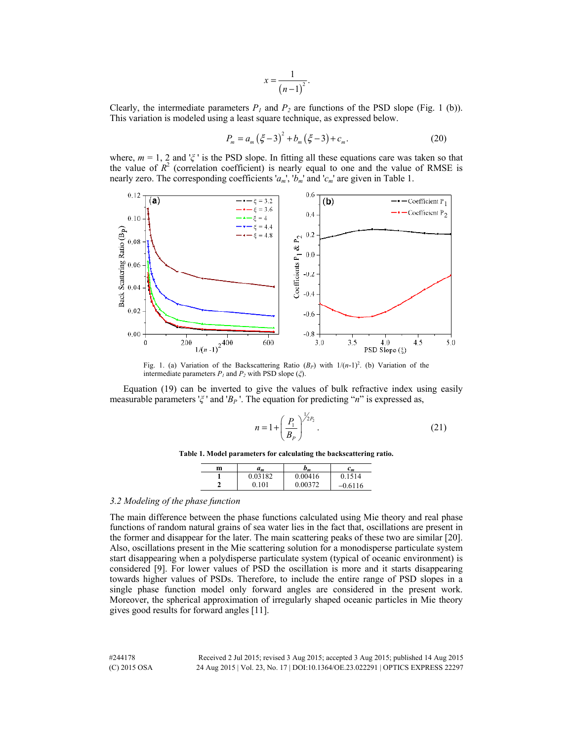$$x = \frac{1}{(n-1)^2}.$$

Clearly, the intermediate parameters $P_1$ and $P_2$ are functions of the PSD slope (Fig. 1 (b)). This variation is modeled using a least square technique, as expressed below.

$$P_m = a_m(\xi - 3)^2 + b_m(\xi - 3) + c_m. \tag{20}$$

where, $m$ = 1, 2 and '$\xi$' is the PSD slope. In fitting all these equations care was taken so that the value of $R^2$ (correlation coefficient) is nearly equal to one and the value of RMSE is nearly zero. The corresponding coefficients '$a_m$', '$b_m$' and '$c_m$' are given in Table 1.

Fig. 1. (a) Variation of the Backscattering Ratio ($B_P$) with $1/(n-1)^2$. (b) Variation of the intermediate parameters $P_1$ and $P_2$ with PSD slope ($\xi$).

Equation (19) can be inverted to give the values of bulk refractive index using easily measurable parameters '$\xi$' and '$B_P$'. The equation for predicting "$n$" is expressed as,

$$n = 1 + \left(\frac{P_1}{B_P}\right)^{1/2P_2}. \tag{21}$$

**Table 1. Model parameters for calculating the backscattering ratio.**

| m | $a_m$ | $b_m$ | $c_m$ |
|---|---|---|---|
| **1** | 0.03182 | 0.00416 | 0.1514 |
| **2** | 0.101 | 0.00372 | −0.6116 |

### *3.2 Modeling of the phase function*

The main difference between the phase functions calculated using Mie theory and real phase functions of random natural grains of sea water lies in the fact that, oscillations are present in the former and disappear for the later. The main scattering peaks of these two are similar [20]. Also, oscillations present in the Mie scattering solution for a monodisperse particulate system start disappearing when a polydisperse particulate system (typical of oceanic environment) is considered [9]. For lower values of PSD the oscillation is more and it starts disappearing towards higher values of PSDs. Therefore, to include the entire range of PSD slopes in a single phase function model only forward angles are considered in the present work. Moreover, the spherical approximation of irregularly shaped oceanic particles in Mie theory gives good results for forward angles [11].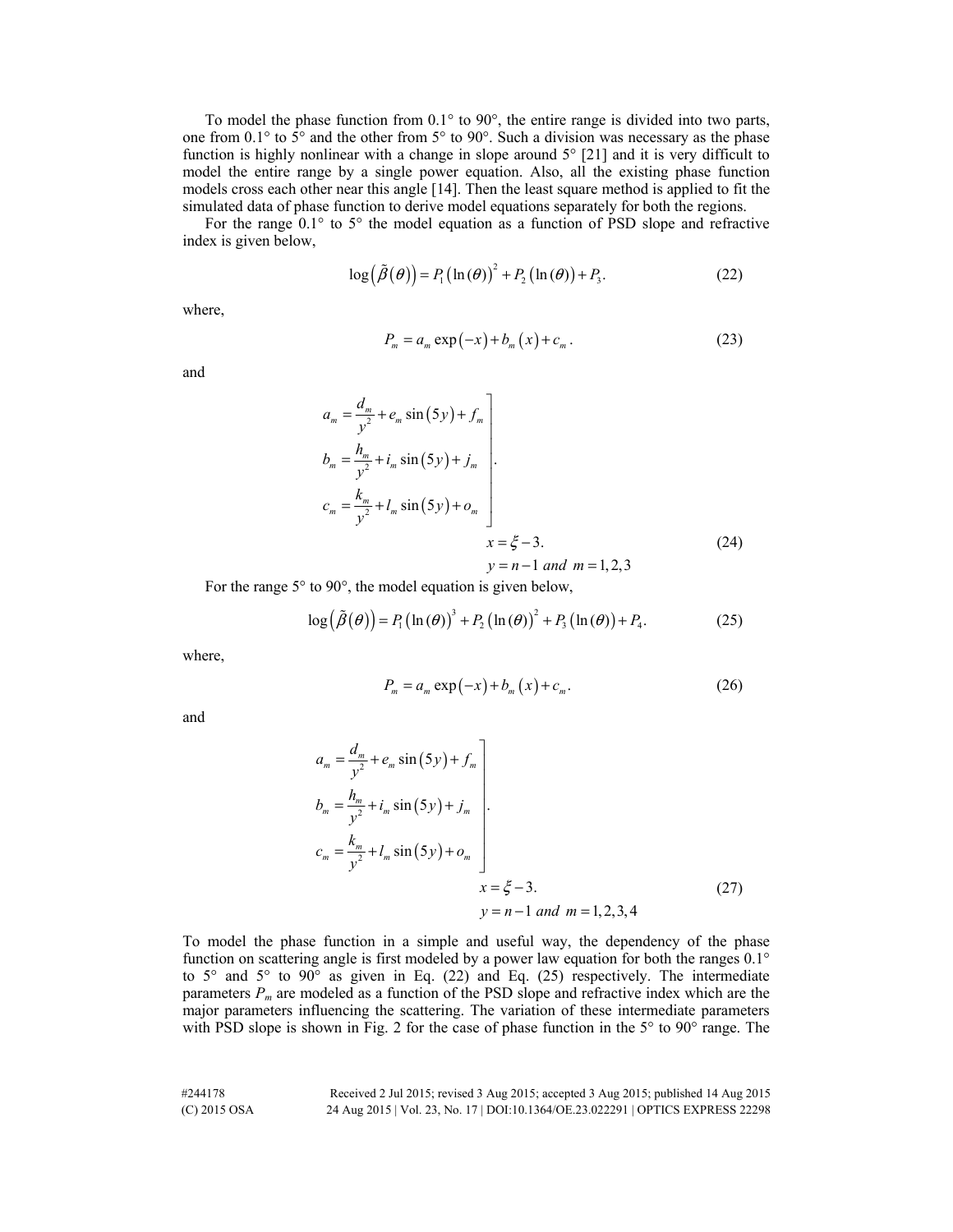To model the phase function from 0.1° to 90°, the entire range is divided into two parts, one from 0.1° to 5° and the other from 5° to 90°. Such a division was necessary as the phase function is highly nonlinear with a change in slope around 5° [21] and it is very difficult to model the entire range by a single power equation. Also, all the existing phase function models cross each other near this angle [14]. Then the least square method is applied to fit the simulated data of phase function to derive model equations separately for both the regions.

For the range 0.1° to 5° the model equation as a function of PSD slope and refractive index is given below,

$$\log\left(\tilde{\beta}(\theta)\right) = P_1\left(\ln(\theta)\right)^2 + P_2\left(\ln(\theta)\right) + P_3. \tag{22}$$

where,

$$P_m = a_m \exp(-x) + b_m(x) + c_m. \tag{23}$$

and

$$\left.\begin{aligned} a_m &= \frac{d_m}{y^2} + e_m \sin(5y) + f_m \\ b_m &= \frac{h_m}{y^2} + i_m \sin(5y) + j_m \\ c_m &= \frac{k_m}{y^2} + l_m \sin(5y) + o_m \end{aligned}\right]. \quad \begin{aligned} x &= \xi - 3. \\ y &= n - 1 \text{ and } m = 1,2,3 \end{aligned} \tag{24}$$

For the range 5° to 90°, the model equation is given below,

$$\log\left(\tilde{\beta}(\theta)\right) = P_1\left(\ln(\theta)\right)^3 + P_2\left(\ln(\theta)\right)^2 + P_3\left(\ln(\theta)\right) + P_4. \tag{25}$$

where,

$$P_m = a_m \exp(-x) + b_m(x) + c_m. \tag{26}$$

and

$$\left.\begin{aligned} a_m &= \frac{d_m}{y^2} + e_m \sin(5y) + f_m \\ b_m &= \frac{h_m}{y^2} + i_m \sin(5y) + j_m \\ c_m &= \frac{k_m}{y^2} + l_m \sin(5y) + o_m \end{aligned}\right]. \quad \begin{aligned} x &= \xi - 3. \\ y &= n - 1 \text{ and } m = 1,2,3,4 \end{aligned} \tag{27}$$

To model the phase function in a simple and useful way, the dependency of the phase function on scattering angle is first modeled by a power law equation for both the ranges 0.1° to 5° and 5° to 90° as given in Eq. (22) and Eq. (25) respectively. The intermediate parameters $P_m$ are modeled as a function of the PSD slope and refractive index which are the major parameters influencing the scattering. The variation of these intermediate parameters with PSD slope is shown in Fig. 2 for the case of phase function in the 5° to 90° range. The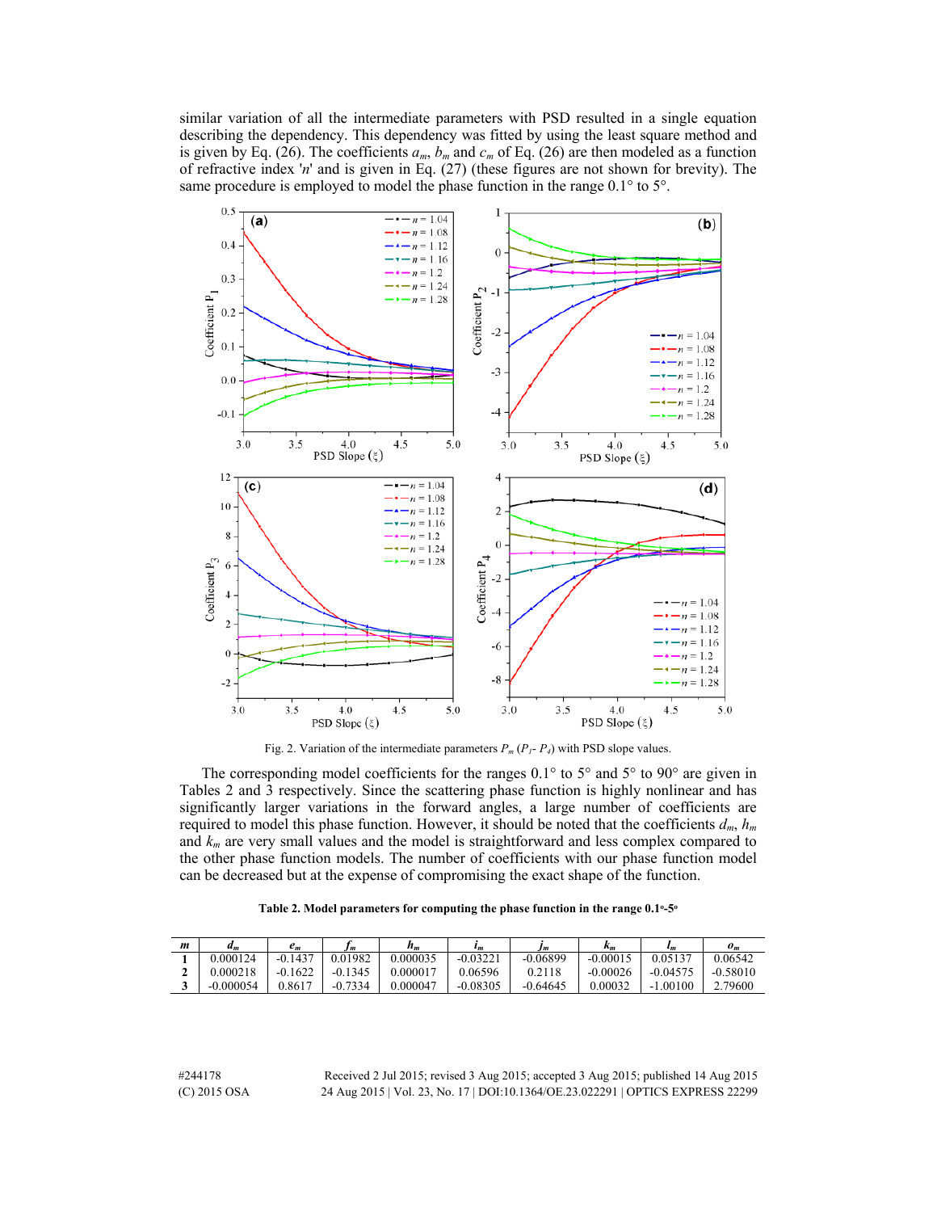similar variation of all the intermediate parameters with PSD resulted in a single equation describing the dependency. This dependency was fitted by using the least square method and is given by Eq. (26). The coefficients $a_m$, $b_m$ and $c_m$ of Eq. (26) are then modeled as a function of refractive index '$n$' and is given in Eq. (27) (these figures are not shown for brevity). The same procedure is employed to model the phase function in the range 0.1° to 5°.

Fig. 2. Variation of the intermediate parameters $P_m$ ($P_1$- $P_4$) with PSD slope values.

The corresponding model coefficients for the ranges 0.1° to 5° and 5° to 90° are given in Tables 2 and 3 respectively. Since the scattering phase function is highly nonlinear and has significantly larger variations in the forward angles, a large number of coefficients are required to model this phase function. However, it should be noted that the coefficients $d_m$, $h_m$ and $k_m$ are very small values and the model is straightforward and less complex compared to the other phase function models. The number of coefficients with our phase function model can be decreased but at the expense of compromising the exact shape of the function.

**Table 2. Model parameters for computing the phase function in the range 0.1°-5°**

| $m$ | $d_m$ | $e_m$ | $f_m$ | $h_m$ | $i_m$ | $j_m$ | $k_m$ | $l_m$ | $o_m$ |
|---|---|---|---|---|---|---|---|---|---|
| **1** | 0.000124 | -0.1437 | 0.01982 | 0.000035 | -0.03221 | -0.06899 | -0.00015 | 0.05137 | 0.06542 |
| **2** | 0.000218 | -0.1622 | -0.1345 | 0.000017 | 0.06596 | 0.2118 | -0.00026 | -0.04575 | -0.58010 |
| **3** | -0.000054 | 0.8617 | -0.7334 | 0.000047 | -0.08305 | -0.64645 | 0.00032 | -1.00100 | 2.79600 |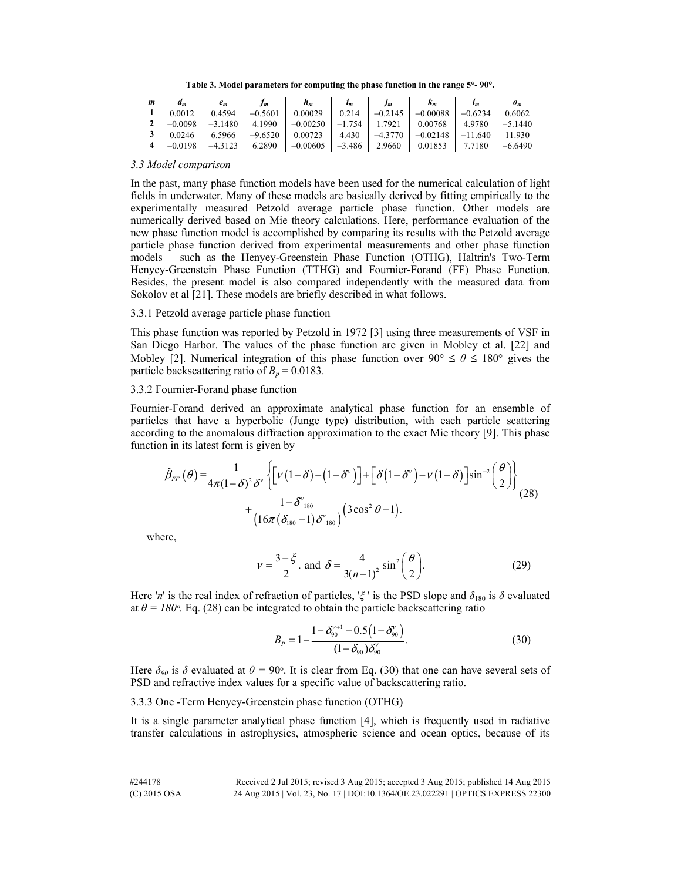**Table 3. Model parameters for computing the phase function in the range 5°- 90°.**

| $m$ | $d_m$ | $e_m$ | $f_m$ | $h_m$ | $i_m$ | $j_m$ | $k_m$ | $l_m$ | $o_m$ |
|---|---|---|---|---|---|---|---|---|---|
| **1** | 0.0012 | 0.4594 | −0.5601 | 0.00029 | 0.214 | −0.2145 | −0.00088 | −0.6234 | 0.6062 |
| **2** | −0.0098 | −3.1480 | 4.1990 | −0.00250 | −1.754 | 1.7921 | 0.00768 | 4.9780 | −5.1440 |
| **3** | 0.0246 | 6.5966 | −9.6520 | 0.00723 | 4.430 | −4.3770 | −0.02148 | −11.640 | 11.930 |
| **4** | −0.0198 | −4.3123 | 6.2890 | −0.00605 | −3.486 | 2.9660 | 0.01853 | 7.7180 | −6.6490 |

### *3.3 Model comparison*

In the past, many phase function models have been used for the numerical calculation of light fields in underwater. Many of these models are basically derived by fitting empirically to the experimentally measured Petzold average particle phase function. Other models are numerically derived based on Mie theory calculations. Here, performance evaluation of the new phase function model is accomplished by comparing its results with the Petzold average particle phase function derived from experimental measurements and other phase function models – such as the Henyey-Greenstein Phase Function (OTHG), Haltrin's Two-Term Henyey-Greenstein Phase Function (TTHG) and Fournier-Forand (FF) Phase Function. Besides, the present model is also compared independently with the measured data from Sokolov et al [21]. These models are briefly described in what follows.

#### 3.3.1 Petzold average particle phase function

This phase function was reported by Petzold in 1972 [3] using three measurements of VSF in San Diego Harbor. The values of the phase function are given in Mobley et al. [22] and Mobley [2]. Numerical integration of this phase function over $90° \le \theta \le 180°$ gives the particle backscattering ratio of $B_p = 0.0183$.

#### 3.3.2 Fournier-Forand phase function

Fournier-Forand derived an approximate analytical phase function for an ensemble of particles that have a hyperbolic (Junge type) distribution, with each particle scattering according to the anomalous diffraction approximation to the exact Mie theory [9]. This phase function in its latest form is given by

$$\tilde{\beta}_{FF}(\theta) = \frac{1}{4\pi(1-\delta)^2\delta^{\nu}}\left\{\left[\nu(1-\delta)-(1-\delta^{\nu})\right]+\left[\delta(1-\delta^{\nu})-\nu(1-\delta)\right]\sin^{-2}\left(\frac{\theta}{2}\right)\right\} + \frac{1-\delta^{\nu}_{180}}{\left(16\pi(\delta_{180}-1)\delta^{\nu}_{180}\right)}\left(3\cos^2\theta-1\right). \tag{28}$$

where,

$$\nu = \frac{3-\xi}{2}. \text{ and } \delta = \frac{4}{3(n-1)^2}\sin^2\left(\frac{\theta}{2}\right). \tag{29}$$

Here '$n$' is the real index of refraction of particles, '$\xi$' is the PSD slope and $\delta_{180}$ is $\delta$ evaluated at $\theta = 180°$. Eq. (28) can be integrated to obtain the particle backscattering ratio

$$B_P = 1 - \frac{1-\delta_{90}^{\nu+1} - 0.5\left(1-\delta_{90}^{\nu}\right)}{(1-\delta_{90})\delta_{90}^{\nu}}. \tag{30}$$

Here $\delta_{90}$ is $\delta$ evaluated at $\theta = 90°$. It is clear from Eq. (30) that one can have several sets of PSD and refractive index values for a specific value of backscattering ratio.

#### 3.3.3 One -Term Henyey-Greenstein phase function (OTHG)

It is a single parameter analytical phase function [4], which is frequently used in radiative transfer calculations in astrophysics, atmospheric science and ocean optics, because of its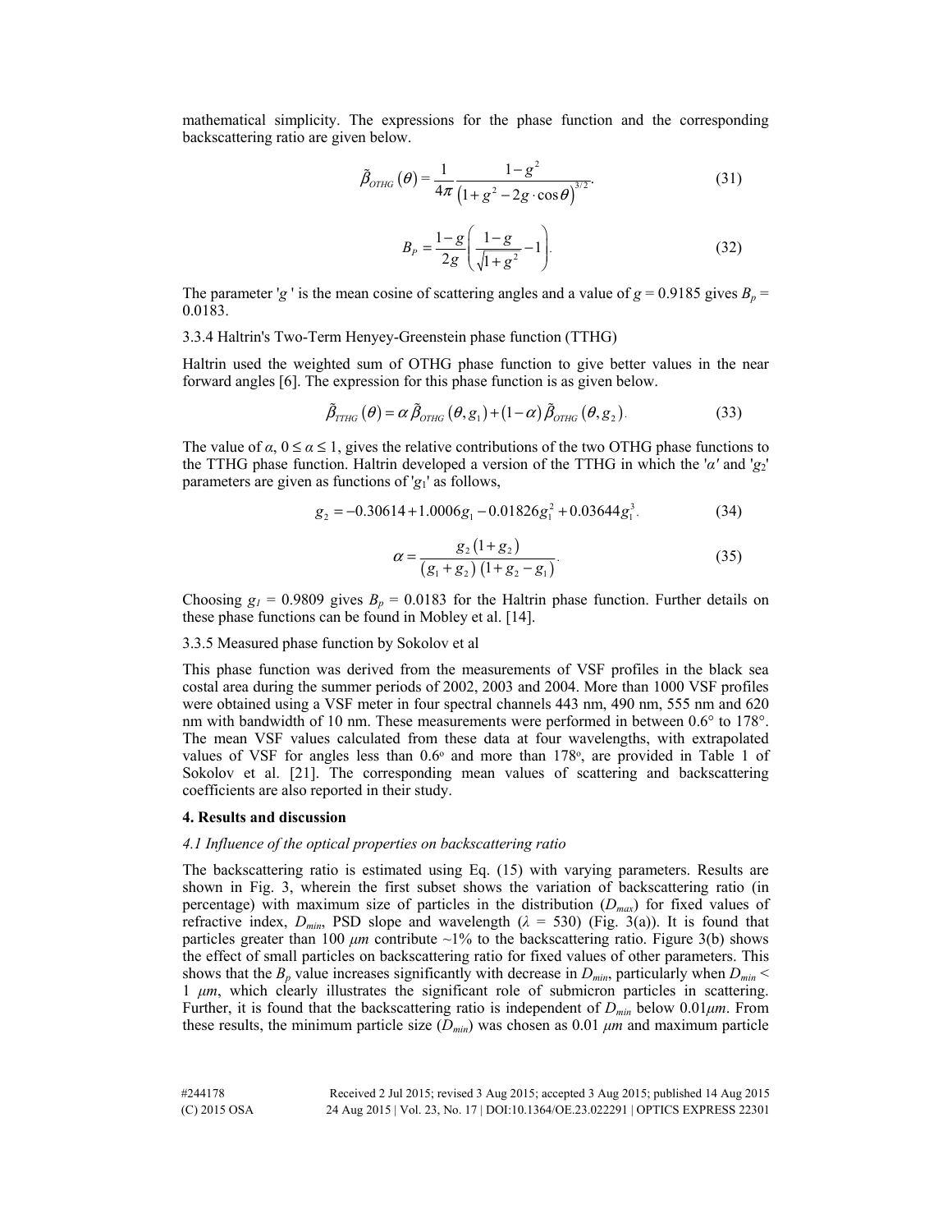mathematical simplicity. The expressions for the phase function and the corresponding backscattering ratio are given below.

$$\tilde{\beta}_{OTHG}(\theta) = \frac{1}{4\pi} \frac{1-g^2}{\left(1+g^2-2g\cdot\cos\theta\right)^{3/2}}. \tag{31}$$

$$B_P = \frac{1-g}{2g}\left(\frac{1-g}{\sqrt{1+g^2}} - 1\right). \tag{32}$$

The parameter '$g$ ' is the mean cosine of scattering angles and a value of $g$ = 0.9185 gives $B_p$ = 0.0183.

3.3.4 Haltrin's Two-Term Henyey-Greenstein phase function (TTHG)

Haltrin used the weighted sum of OTHG phase function to give better values in the near forward angles [6]. The expression for this phase function is as given below.

$$\tilde{\beta}_{TTHG}(\theta) = \alpha\,\tilde{\beta}_{OTHG}(\theta, g_1) + (1-\alpha)\,\tilde{\beta}_{OTHG}(\theta, g_2). \tag{33}$$

The value of $\alpha$, $0 \leq \alpha \leq 1$, gives the relative contributions of the two OTHG phase functions to the TTHG phase function. Haltrin developed a version of the TTHG in which the '$\alpha$' and '$g_2$' parameters are given as functions of '$g_1$' as follows,

$$g_2 = -0.30614 + 1.0006 g_1 - 0.01826 g_1^2 + 0.03644 g_1^3. \tag{34}$$

$$\alpha = \frac{g_2\left(1+g_2\right)}{\left(g_1+g_2\right)\left(1+g_2-g_1\right)}. \tag{35}$$

Choosing $g_1$ = 0.9809 gives $B_p$ = 0.0183 for the Haltrin phase function. Further details on these phase functions can be found in Mobley et al. [14].

3.3.5 Measured phase function by Sokolov et al

This phase function was derived from the measurements of VSF profiles in the black sea costal area during the summer periods of 2002, 2003 and 2004. More than 1000 VSF profiles were obtained using a VSF meter in four spectral channels 443 nm, 490 nm, 555 nm and 620 nm with bandwidth of 10 nm. These measurements were performed in between 0.6° to 178°. The mean VSF values calculated from these data at four wavelengths, with extrapolated values of VSF for angles less than 0.6° and more than 178°, are provided in Table 1 of Sokolov et al. [21]. The corresponding mean values of scattering and backscattering coefficients are also reported in their study.

## 4. Results and discussion

*4.1 Influence of the optical properties on backscattering ratio*

The backscattering ratio is estimated using Eq. (15) with varying parameters. Results are shown in Fig. 3, wherein the first subset shows the variation of backscattering ratio (in percentage) with maximum size of particles in the distribution ($D_{max}$) for fixed values of refractive index, $D_{min}$, PSD slope and wavelength ($\lambda$ = 530) (Fig. 3(a)). It is found that particles greater than 100 $\mu m$ contribute ~1% to the backscattering ratio. Figure 3(b) shows the effect of small particles on backscattering ratio for fixed values of other parameters. This shows that the $B_p$ value increases significantly with decrease in $D_{min}$, particularly when $D_{min}$ < 1 $\mu m$, which clearly illustrates the significant role of submicron particles in scattering. Further, it is found that the backscattering ratio is independent of $D_{min}$ below 0.01$\mu m$. From these results, the minimum particle size ($D_{min}$) was chosen as 0.01 $\mu m$ and maximum particle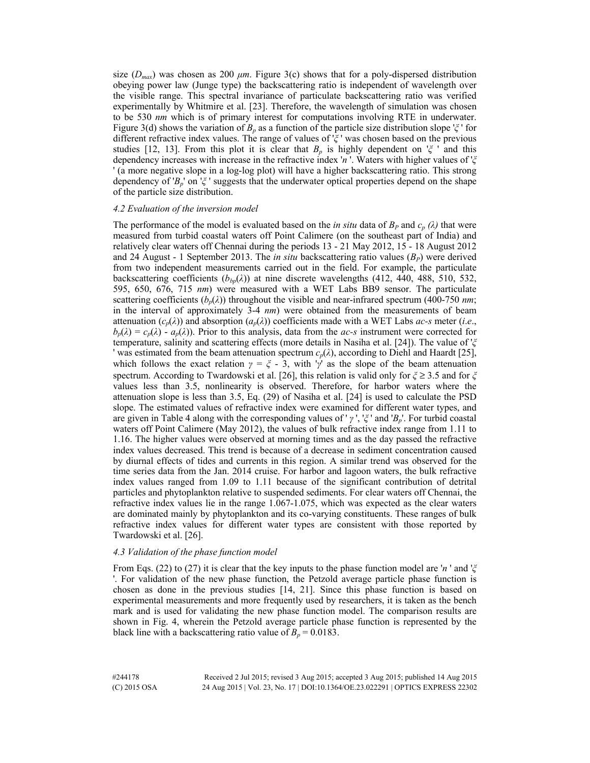size ($D_{max}$) was chosen as 200 $\mu m$. Figure 3(c) shows that for a poly-dispersed distribution obeying power law (Junge type) the backscattering ratio is independent of wavelength over the visible range. This spectral invariance of particulate backscattering ratio was verified experimentally by Whitmire et al. [23]. Therefore, the wavelength of simulation was chosen to be 530 *nm* which is of primary interest for computations involving RTE in underwater. Figure 3(d) shows the variation of $B_p$ as a function of the particle size distribution slope '$\xi$' for different refractive index values. The range of values of '$\xi$' was chosen based on the previous studies [12, 13]. From this plot it is clear that $B_p$ is highly dependent on '$\xi$' and this dependency increases with increase in the refractive index '$n$'. Waters with higher values of '$\xi$' (a more negative slope in a log-log plot) will have a higher backscattering ratio. This strong dependency of '$B_p$' on '$\xi$' suggests that the underwater optical properties depend on the shape of the particle size distribution.

### 4.2 Evaluation of the inversion model

The performance of the model is evaluated based on the *in situ* data of $B_P$ and $c_p(\lambda)$ that were measured from turbid coastal waters off Point Calimere (on the southeast part of India) and relatively clear waters off Chennai during the periods 13 - 21 May 2012, 15 - 18 August 2012 and 24 August - 1 September 2013. The *in situ* backscattering ratio values ($B_P$) were derived from two independent measurements carried out in the field. For example, the particulate backscattering coefficients ($b_{bp}(\lambda)$) at nine discrete wavelengths (412, 440, 488, 510, 532, 595, 650, 676, 715 *nm*) were measured with a WET Labs BB9 sensor. The particulate scattering coefficients ($b_p(\lambda)$) throughout the visible and near-infrared spectrum (400-750 *nm*; in the interval of approximately 3-4 *nm*) were obtained from the measurements of beam attenuation ($c_p(\lambda)$) and absorption ($a_p(\lambda)$) coefficients made with a WET Labs *ac-s* meter (*i.e.*, $b_p(\lambda) = c_p(\lambda) - a_p(\lambda)$). Prior to this analysis, data from the *ac-s* instrument were corrected for temperature, salinity and scattering effects (more details in Nasiha et al. [24]). The value of '$\xi$' was estimated from the beam attenuation spectrum $c_p(\lambda)$, according to Diehl and Haardt [25], which follows the exact relation $\gamma = \xi - 3$, with '$\gamma$' as the slope of the beam attenuation spectrum. According to Twardowski et al. [26], this relation is valid only for $\xi \geq 3.5$ and for $\xi$ values less than 3.5, nonlinearity is observed. Therefore, for harbor waters where the attenuation slope is less than 3.5, Eq. (29) of Nasiha et al. [24] is used to calculate the PSD slope. The estimated values of refractive index were examined for different water types, and are given in Table 4 along with the corresponding values of '$\gamma$', '$\xi$' and '$B_p$'. For turbid coastal waters off Point Calimere (May 2012), the values of bulk refractive index range from 1.11 to 1.16. The higher values were observed at morning times and as the day passed the refractive index values decreased. This trend is because of a decrease in sediment concentration caused by diurnal effects of tides and currents in this region. A similar trend was observed for the time series data from the Jan. 2014 cruise. For harbor and lagoon waters, the bulk refractive index values ranged from 1.09 to 1.11 because of the significant contribution of detrital particles and phytoplankton relative to suspended sediments. For clear waters off Chennai, the refractive index values lie in the range 1.067-1.075, which was expected as the clear waters are dominated mainly by phytoplankton and its co-varying constituents. These ranges of bulk refractive index values for different water types are consistent with those reported by Twardowski et al. [26].

### 4.3 Validation of the phase function model

From Eqs. (22) to (27) it is clear that the key inputs to the phase function model are '$n$' and '$\xi$'. For validation of the new phase function, the Petzold average particle phase function is chosen as done in the previous studies [14, 21]. Since this phase function is based on experimental measurements and more frequently used by researchers, it is taken as the bench mark and is used for validating the new phase function model. The comparison results are shown in Fig. 4, wherein the Petzold average particle phase function is represented by the black line with a backscattering ratio value of $B_p = 0.0183$.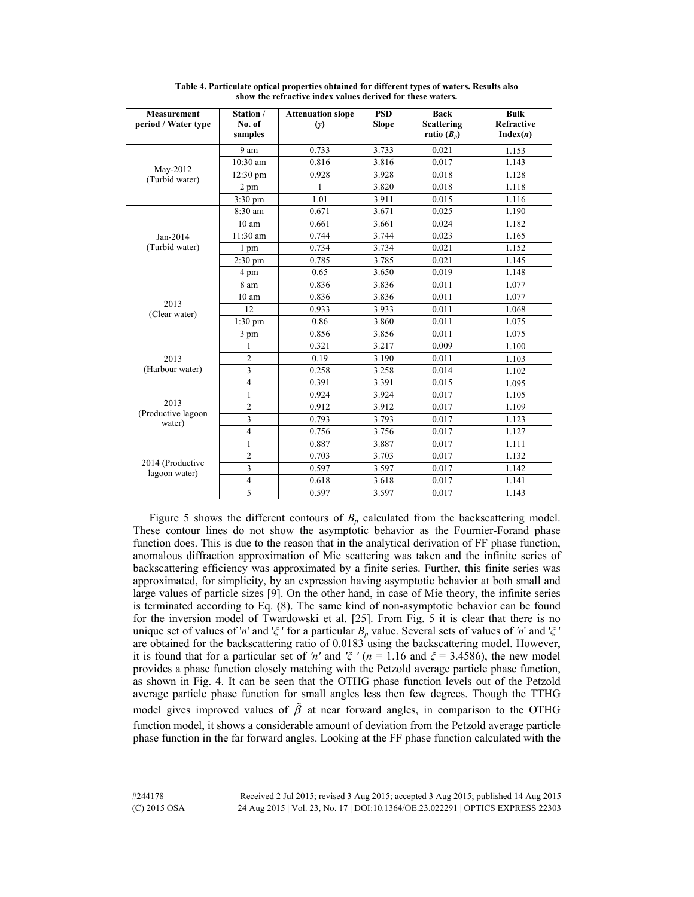**Table 4. Particulate optical properties obtained for different types of waters. Results also show the refractive index values derived for these waters.**

| Measurement period / Water type | Station / No. of samples | Attenuation slope ($\gamma$) | PSD Slope | Back Scattering ratio ($B_p$) | Bulk Refractive Index($n$) |
|---|---|---|---|---|---|
| May-2012 (Turbid water) | 9 am | 0.733 | 3.733 | 0.021 | 1.153 |
| | 10:30 am | 0.816 | 3.816 | 0.017 | 1.143 |
| | 12:30 pm | 0.928 | 3.928 | 0.018 | 1.128 |
| | 2 pm | 1 | 3.820 | 0.018 | 1.118 |
| | 3:30 pm | 1.01 | 3.911 | 0.015 | 1.116 |
| Jan-2014 (Turbid water) | 8:30 am | 0.671 | 3.671 | 0.025 | 1.190 |
| | 10 am | 0.661 | 3.661 | 0.024 | 1.182 |
| | 11:30 am | 0.744 | 3.744 | 0.023 | 1.165 |
| | 1 pm | 0.734 | 3.734 | 0.021 | 1.152 |
| | 2:30 pm | 0.785 | 3.785 | 0.021 | 1.145 |
| | 4 pm | 0.65 | 3.650 | 0.019 | 1.148 |
| 2013 (Clear water) | 8 am | 0.836 | 3.836 | 0.011 | 1.077 |
| | 10 am | 0.836 | 3.836 | 0.011 | 1.077 |
| | 12 | 0.933 | 3.933 | 0.011 | 1.068 |
| | 1:30 pm | 0.86 | 3.860 | 0.011 | 1.075 |
| | 3 pm | 0.856 | 3.856 | 0.011 | 1.075 |
| 2013 (Harbour water) | 1 | 0.321 | 3.217 | 0.009 | 1.100 |
| | 2 | 0.19 | 3.190 | 0.011 | 1.103 |
| | 3 | 0.258 | 3.258 | 0.014 | 1.102 |
| | 4 | 0.391 | 3.391 | 0.015 | 1.095 |
| 2013 (Productive lagoon water) | 1 | 0.924 | 3.924 | 0.017 | 1.105 |
| | 2 | 0.912 | 3.912 | 0.017 | 1.109 |
| | 3 | 0.793 | 3.793 | 0.017 | 1.123 |
| | 4 | 0.756 | 3.756 | 0.017 | 1.127 |
| 2014 (Productive lagoon water) | 1 | 0.887 | 3.887 | 0.017 | 1.111 |
| | 2 | 0.703 | 3.703 | 0.017 | 1.132 |
| | 3 | 0.597 | 3.597 | 0.017 | 1.142 |
| | 4 | 0.618 | 3.618 | 0.017 | 1.141 |
| | 5 | 0.597 | 3.597 | 0.017 | 1.143 |

Figure 5 shows the different contours of $B_p$ calculated from the backscattering model. These contour lines do not show the asymptotic behavior as the Fournier-Forand phase function does. This is due to the reason that in the analytical derivation of FF phase function, anomalous diffraction approximation of Mie scattering was taken and the infinite series of backscattering efficiency was approximated by a finite series. Further, this finite series was approximated, for simplicity, by an expression having asymptotic behavior at both small and large values of particle sizes [9]. On the other hand, in case of Mie theory, the infinite series is terminated according to Eq. (8). The same kind of non-asymptotic behavior can be found for the inversion model of Twardowski et al. [25]. From Fig. 5 it is clear that there is no unique set of values of '$n$' and '$\xi$' for a particular $B_p$ value. Several sets of values of '$n$' and '$\xi$' are obtained for the backscattering ratio of 0.0183 using the backscattering model. However, it is found that for a particular set of '$n$' and '$\xi$' ($n$ = 1.16 and $\xi$ = 3.4586), the new model provides a phase function closely matching with the Petzold average particle phase function, as shown in Fig. 4. It can be seen that the OTHG phase function levels out of the Petzold average particle phase function for small angles less then few degrees. Though the TTHG model gives improved values of $\tilde{\beta}$ at near forward angles, in comparison to the OTHG function model, it shows a considerable amount of deviation from the Petzold average particle phase function in the far forward angles. Looking at the FF phase function calculated with the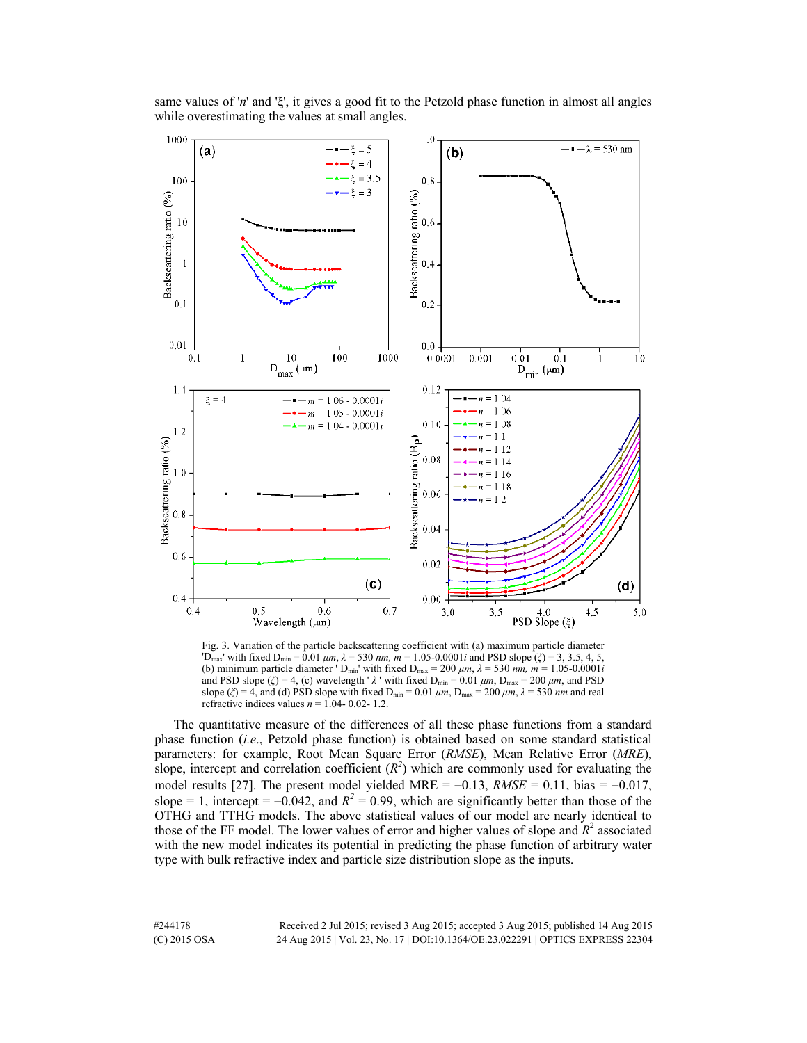same values of '$n$' and '$\xi$', it gives a good fit to the Petzold phase function in almost all angles while overestimating the values at small angles.

Fig. 3. Variation of the particle backscattering coefficient with (a) maximum particle diameter '$D_{max}$' with fixed $D_{min}$ = 0.01 $\mu m$, $\lambda$ = 530 *nm*, $m$ = 1.05-0.0001$i$ and PSD slope ($\xi$) = 3, 3.5, 4, 5, (b) minimum particle diameter '$D_{min}$' with fixed $D_{max}$ = 200 $\mu m$, $\lambda$ = 530 *nm*, $m$ = 1.05-0.0001$i$ and PSD slope ($\xi$) = 4, (c) wavelength '$\lambda$' with fixed $D_{min}$ = 0.01 $\mu m$, $D_{max}$ = 200 $\mu m$, and PSD slope ($\xi$) = 4, and (d) PSD slope with fixed $D_{min}$ = 0.01 $\mu m$, $D_{max}$ = 200 $\mu m$, $\lambda$ = 530 *nm* and real refractive indices values $n$ = 1.04- 0.02- 1.2.

The quantitative measure of the differences of all these phase functions from a standard phase function (*i.e.*, Petzold phase function) is obtained based on some standard statistical parameters: for example, Root Mean Square Error (*RMSE*), Mean Relative Error (*MRE*), slope, intercept and correlation coefficient ($R^2$) which are commonly used for evaluating the model results [27]. The present model yielded MRE = –0.13, *RMSE* = 0.11, bias = –0.017, slope = 1, intercept = –0.042, and $R^2$ = 0.99, which are significantly better than those of the OTHG and TTHG models. The above statistical values of our model are nearly identical to those of the FF model. The lower values of error and higher values of slope and $R^2$ associated with the new model indicates its potential in predicting the phase function of arbitrary water type with bulk refractive index and particle size distribution slope as the inputs.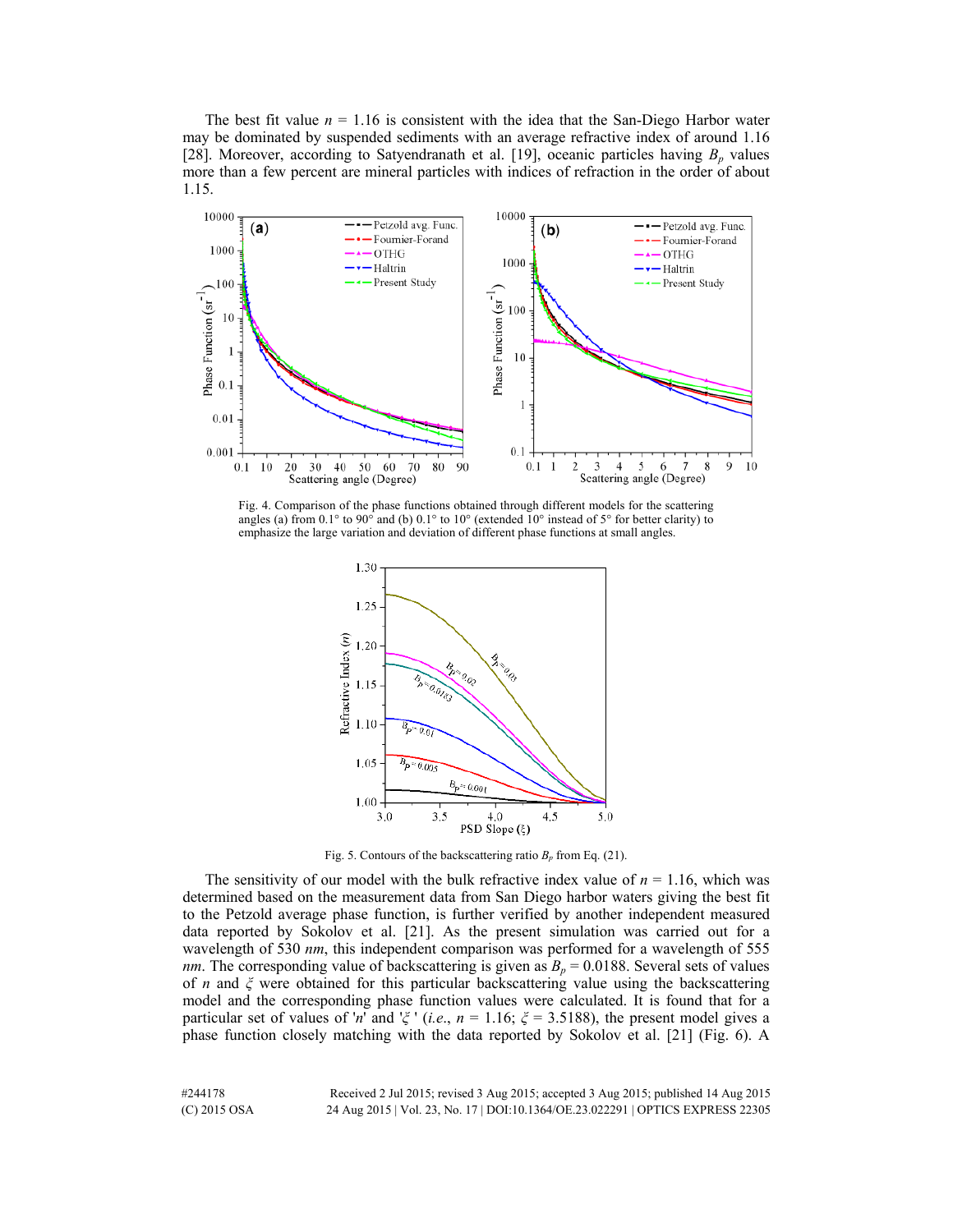The best fit value $n = 1.16$ is consistent with the idea that the San-Diego Harbor water may be dominated by suspended sediments with an average refractive index of around 1.16 [28]. Moreover, according to Satyendranath et al. [19], oceanic particles having $B_p$ values more than a few percent are mineral particles with indices of refraction in the order of about 1.15.

Fig. 4. Comparison of the phase functions obtained through different models for the scattering angles (a) from 0.1° to 90° and (b) 0.1° to 10° (extended 10° instead of 5° for better clarity) to emphasize the large variation and deviation of different phase functions at small angles.

Fig. 5. Contours of the backscattering ratio $B_p$ from Eq. (21).

The sensitivity of our model with the bulk refractive index value of $n = 1.16$, which was determined based on the measurement data from San Diego harbor waters giving the best fit to the Petzold average phase function, is further verified by another independent measured data reported by Sokolov et al. [21]. As the present simulation was carried out for a wavelength of 530 *nm*, this independent comparison was performed for a wavelength of 555 *nm*. The corresponding value of backscattering is given as $B_p = 0.0188$. Several sets of values of $n$ and $\xi$ were obtained for this particular backscattering value using the backscattering model and the corresponding phase function values were calculated. It is found that for a particular set of values of '$n$' and '$\xi$ ' (*i.e.*, $n = 1.16$; $\xi = 3.5188$), the present model gives a phase function closely matching with the data reported by Sokolov et al. [21] (Fig. 6). A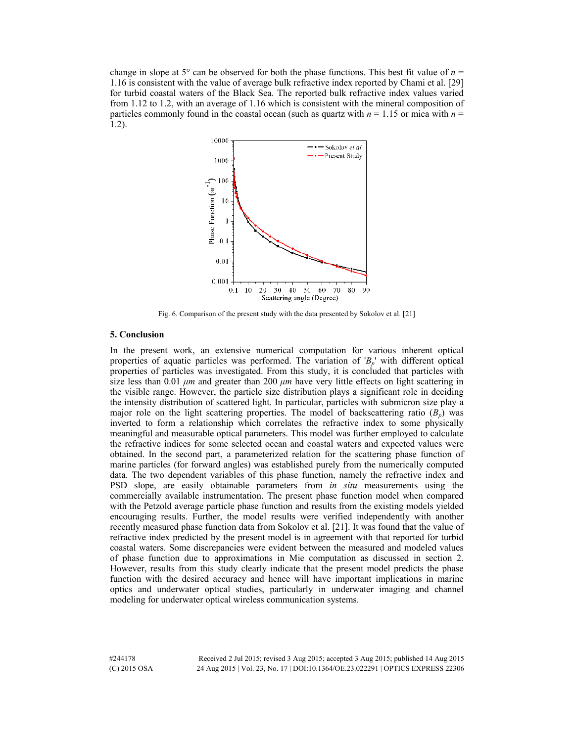change in slope at 5° can be observed for both the phase functions. This best fit value of $n = 1.16$ is consistent with the value of average bulk refractive index reported by Chami et al. [29] for turbid coastal waters of the Black Sea. The reported bulk refractive index values varied from 1.12 to 1.2, with an average of 1.16 which is consistent with the mineral composition of particles commonly found in the coastal ocean (such as quartz with $n = 1.15$ or mica with $n = 1.2$).

Fig. 6. Comparison of the present study with the data presented by Sokolov et al. [21]

## 5. Conclusion

In the present work, an extensive numerical computation for various inherent optical properties of aquatic particles was performed. The variation of '$B_p$' with different optical properties of particles was investigated. From this study, it is concluded that particles with size less than 0.01 *μm* and greater than 200 *μm* have very little effects on light scattering in the visible range. However, the particle size distribution plays a significant role in deciding the intensity distribution of scattered light. In particular, particles with submicron size play a major role on the light scattering properties. The model of backscattering ratio ($B_p$) was inverted to form a relationship which correlates the refractive index to some physically meaningful and measurable optical parameters. This model was further employed to calculate the refractive indices for some selected ocean and coastal waters and expected values were obtained. In the second part, a parameterized relation for the scattering phase function of marine particles (for forward angles) was established purely from the numerically computed data. The two dependent variables of this phase function, namely the refractive index and PSD slope, are easily obtainable parameters from *in situ* measurements using the commercially available instrumentation. The present phase function model when compared with the Petzold average particle phase function and results from the existing models yielded encouraging results. Further, the model results were verified independently with another recently measured phase function data from Sokolov et al. [21]. It was found that the value of refractive index predicted by the present model is in agreement with that reported for turbid coastal waters. Some discrepancies were evident between the measured and modeled values of phase function due to approximations in Mie computation as discussed in section 2. However, results from this study clearly indicate that the present model predicts the phase function with the desired accuracy and hence will have important implications in marine optics and underwater optical studies, particularly in underwater imaging and channel modeling for underwater optical wireless communication systems.

#244178 Received 2 Jul 2015; revised 3 Aug 2015; accepted 3 Aug 2015; published 14 Aug 2015
(C) 2015 OSA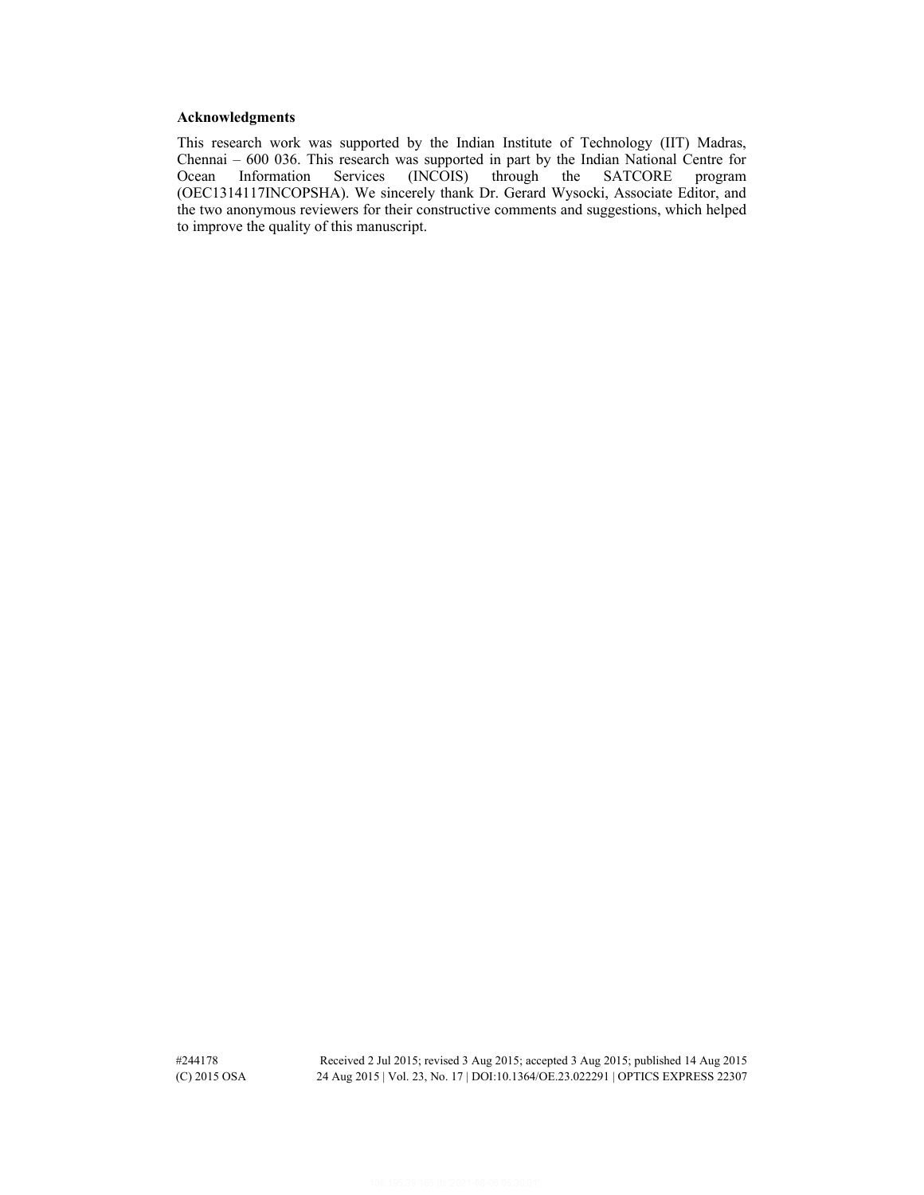**Acknowledgments**

This research work was supported by the Indian Institute of Technology (IIT) Madras, Chennai – 600 036. This research was supported in part by the Indian National Centre for Ocean Information Services (INCOIS) through the SATCORE program (OEC1314117INCOPSHA). We sincerely thank Dr. Gerard Wysocki, Associate Editor, and the two anonymous reviewers for their constructive comments and suggestions, which helped to improve the quality of this manuscript.